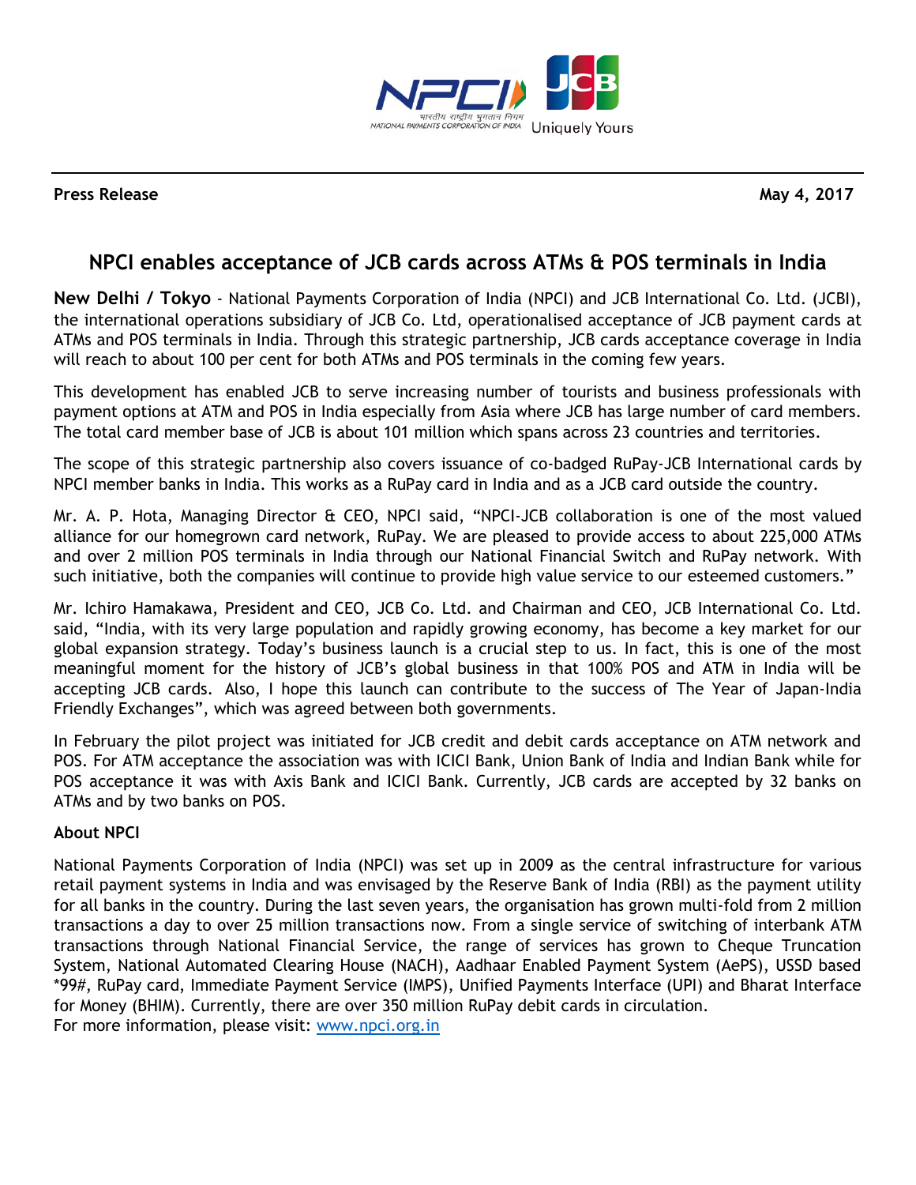**Press Release** **May 4, 2017**

# NPCI enables acceptance of JCB cards across ATMs & POS terminals in India

**New Delhi / Tokyo** - National Payments Corporation of India (NPCI) and JCB International Co. Ltd. (JCBI), the international operations subsidiary of JCB Co. Ltd, operationalised acceptance of JCB payment cards at ATMs and POS terminals in India. Through this strategic partnership, JCB cards acceptance coverage in India will reach to about 100 per cent for both ATMs and POS terminals in the coming few years.

This development has enabled JCB to serve increasing number of tourists and business professionals with payment options at ATM and POS in India especially from Asia where JCB has large number of card members. The total card member base of JCB is about 101 million which spans across 23 countries and territories.

The scope of this strategic partnership also covers issuance of co-badged RuPay-JCB International cards by NPCI member banks in India. This works as a RuPay card in India and as a JCB card outside the country.

Mr. A. P. Hota, Managing Director & CEO, NPCI said, "NPCI-JCB collaboration is one of the most valued alliance for our homegrown card network, RuPay. We are pleased to provide access to about 225,000 ATMs and over 2 million POS terminals in India through our National Financial Switch and RuPay network. With such initiative, both the companies will continue to provide high value service to our esteemed customers."

Mr. Ichiro Hamakawa, President and CEO, JCB Co. Ltd. and Chairman and CEO, JCB International Co. Ltd. said, "India, with its very large population and rapidly growing economy, has become a key market for our global expansion strategy. Today's business launch is a crucial step to us. In fact, this is one of the most meaningful moment for the history of JCB's global business in that 100% POS and ATM in India will be accepting JCB cards. Also, I hope this launch can contribute to the success of The Year of Japan-India Friendly Exchanges", which was agreed between both governments.

In February the pilot project was initiated for JCB credit and debit cards acceptance on ATM network and POS. For ATM acceptance the association was with ICICI Bank, Union Bank of India and Indian Bank while for POS acceptance it was with Axis Bank and ICICI Bank. Currently, JCB cards are accepted by 32 banks on ATMs and by two banks on POS.

### About NPCI

National Payments Corporation of India (NPCI) was set up in 2009 as the central infrastructure for various retail payment systems in India and was envisaged by the Reserve Bank of India (RBI) as the payment utility for all banks in the country. During the last seven years, the organisation has grown multi-fold from 2 million transactions a day to over 25 million transactions now. From a single service of switching of interbank ATM transactions through National Financial Service, the range of services has grown to Cheque Truncation System, National Automated Clearing House (NACH), Aadhaar Enabled Payment System (AePS), USSD based *99#, RuPay card, Immediate Payment Service (IMPS), Unified Payments Interface (UPI) and Bharat Interface for Money (BHIM). Currently, there are over 350 million RuPay debit cards in circulation.
For more information, please visit: [www.npci.org.in](http://www.npci.org.in)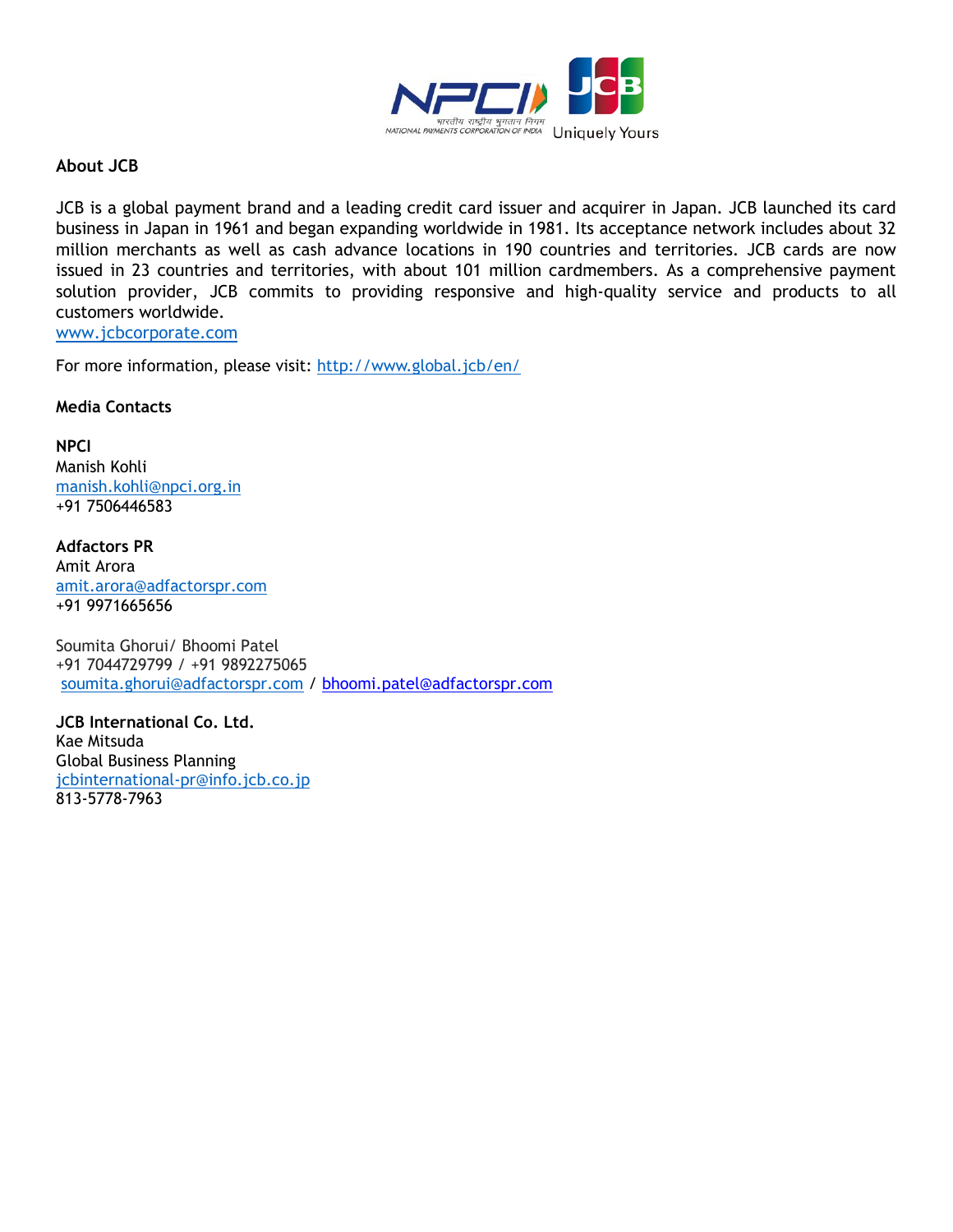**About JCB**

JCB is a global payment brand and a leading credit card issuer and acquirer in Japan. JCB launched its card business in Japan in 1961 and began expanding worldwide in 1981. Its acceptance network includes about 32 million merchants as well as cash advance locations in 190 countries and territories. JCB cards are now issued in 23 countries and territories, with about 101 million cardmembers. As a comprehensive payment solution provider, JCB commits to providing responsive and high-quality service and products to all customers worldwide.
www.jcbcorporate.com

For more information, please visit: http://www.global.jcb/en/

**Media Contacts**

**NPCI**
Manish Kohli
manish.kohli@npci.org.in
+91 7506446583

**Adfactors PR**
Amit Arora
amit.arora@adfactorspr.com
+91 9971665656

Soumita Ghorui/ Bhoomi Patel
+91 7044729799 / +91 9892275065
soumita.ghorui@adfactorspr.com / bhoomi.patel@adfactorspr.com

**JCB International Co. Ltd.**
Kae Mitsuda
Global Business Planning
jcbinternational-pr@info.jcb.co.jp
813-5778-7963